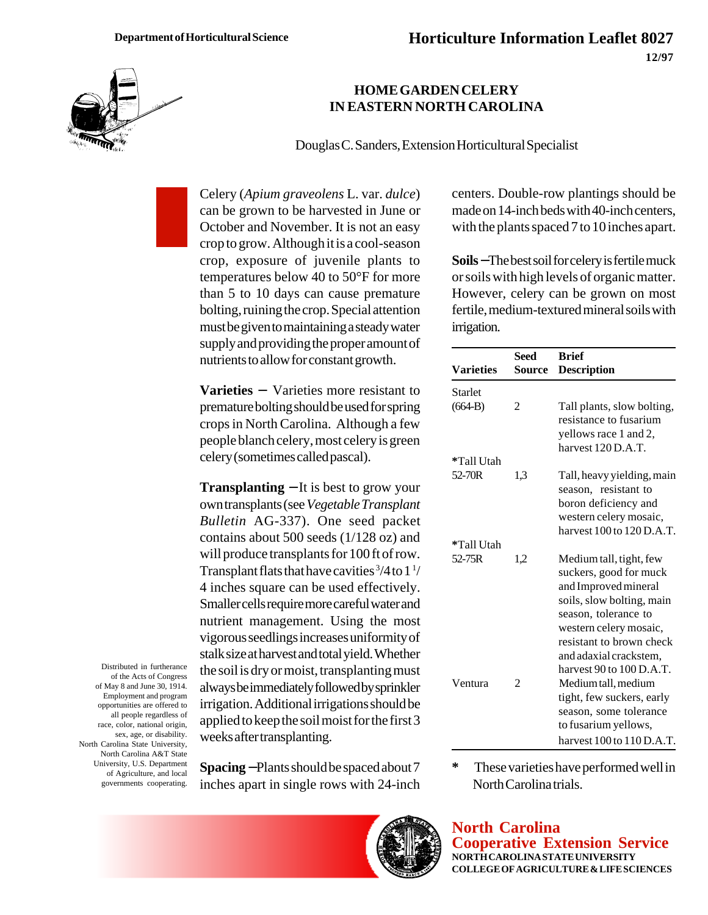Department of Horticultural Science

# Horticulture Information Leaflet 8027

12/97

## HOME GARDEN CELERY IN EASTERN NORTH CAROLINA

Douglas C. Sanders, Extension Horticultural Specialist

Celery (*Apium graveolens* L. var. *dulce*) can be grown to be harvested in June or October and November. It is not an easy crop to grow. Although it is a cool-season crop, exposure of juvenile plants to temperatures below 40 to 50°F for more than 5 to 10 days can cause premature bolting, ruining the crop. Special attention must be given to maintaining a steady water supply and providing the proper amount of nutrients to allow for constant growth.

**Varieties** – Varieties more resistant to premature bolting should be used for spring crops in North Carolina. Although a few people blanch celery, most celery is green celery (sometimes called pascal).

**Transplanting** – It is best to grow your own transplants (see *Vegetable Transplant Bulletin* AG-337). One seed packet contains about 500 seeds (1/128 oz) and will produce transplants for 100 ft of row. Transplant flats that have cavities 3/4 to 1 1/4 inches square can be used effectively. Smaller cells require more careful water and nutrient management. Using the most vigorous seedlings increases uniformity of stalk size at harvest and total yield. Whether the soil is dry or moist, transplanting must always be immediately followed by sprinkler irrigation. Additional irrigations should be applied to keep the soil moist for the first 3 weeks after transplanting.

**Spacing** – Plants should be spaced about 7 inches apart in single rows with 24-inch centers. Double-row plantings should be made on 14-inch beds with 40-inch centers, with the plants spaced 7 to 10 inches apart.

**Soils** – The best soil for celery is fertile muck or soils with high levels of organic matter. However, celery can be grown on most fertile, medium-textured mineral soils with irrigation.

| Varieties | Seed Source | Brief Description |
|---|---|---|
| Starlet (664-B) | 2 | Tall plants, slow bolting, resistance to fusarium yellows race 1 and 2, harvest 120 D.A.T. |
| *Tall Utah 52-70R | 1,3 | Tall, heavy yielding, main season, resistant to boron deficiency and western celery mosaic, harvest 100 to 120 D.A.T. |
| *Tall Utah 52-75R | 1,2 | Medium tall, tight, few suckers, good for muck and Improved mineral soils, slow bolting, main season, tolerance to western celery mosaic, resistant to brown check and adaxial crackstem, harvest 90 to 100 D.A.T. |
| Ventura | 2 | Medium tall, medium tight, few suckers, early season, some tolerance to fusarium yellows, harvest 100 to 110 D.A.T. |

\* These varieties have performed well in North Carolina trials.

Distributed in furtherance of the Acts of Congress of May 8 and June 30, 1914. Employment and program opportunities are offered to all people regardless of race, color, national origin, sex, age, or disability. North Carolina State University, North Carolina A&T State University, U.S. Department of Agriculture, and local governments cooperating.

**North Carolina Cooperative Extension Service**
NORTH CAROLINA STATE UNIVERSITY
COLLEGE OF AGRICULTURE & LIFE SCIENCES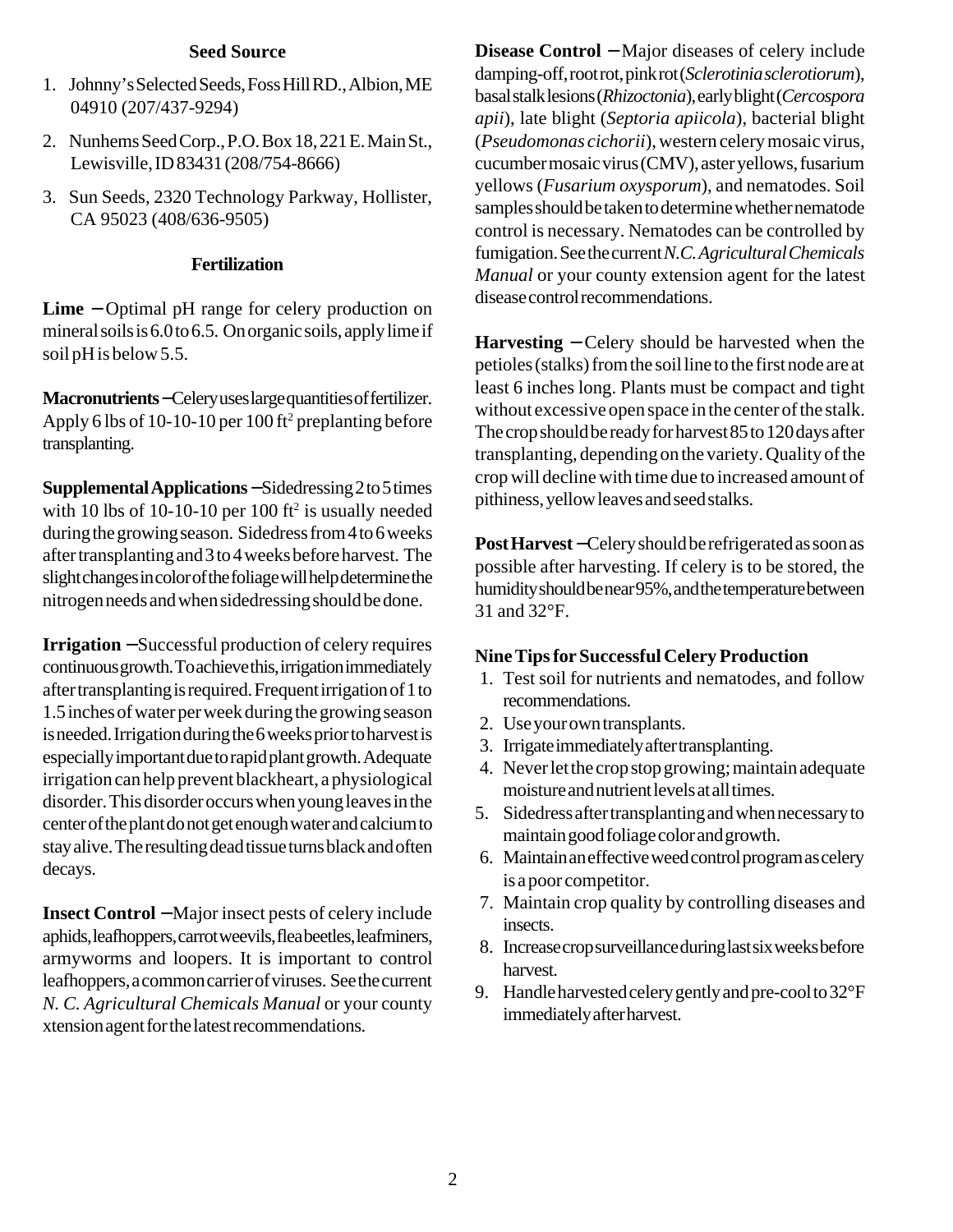## Seed Source

1. Johnny's Selected Seeds, Foss Hill RD., Albion, ME 04910 (207/437-9294)
2. Nunhems Seed Corp., P.O. Box 18, 221 E. Main St., Lewisville, ID 83431 (208/754-8666)
3. Sun Seeds, 2320 Technology Parkway, Hollister, CA 95023 (408/636-9505)

## Fertilization

**Lime** – Optimal pH range for celery production on mineral soils is 6.0 to 6.5. On organic soils, apply lime if soil pH is below 5.5.

**Macronutrients** – Celery uses large quantities of fertilizer. Apply 6 lbs of 10-10-10 per 100 ft$^2$ preplanting before transplanting.

**Supplemental Applications** – Sidedressing 2 to 5 times with 10 lbs of 10-10-10 per 100 ft$^2$ is usually needed during the growing season. Sidedress from 4 to 6 weeks after transplanting and 3 to 4 weeks before harvest. The slight changes in color of the foliage will help determine the nitrogen needs and when sidedressing should be done.

**Irrigation** – Successful production of celery requires continuous growth. To achieve this, irrigation immediately after transplanting is required. Frequent irrigation of 1 to 1.5 inches of water per week during the growing season is needed. Irrigation during the 6 weeks prior to harvest is especially important due to rapid plant growth. Adequate irrigation can help prevent blackheart, a physiological disorder. This disorder occurs when young leaves in the center of the plant do not get enough water and calcium to stay alive. The resulting dead tissue turns black and often decays.

**Insect Control** – Major insect pests of celery include aphids, leafhoppers, carrot weevils, flea beetles, leafminers, armyworms and loopers. It is important to control leafhoppers, a common carrier of viruses. See the current *N. C. Agricultural Chemicals Manual* or your county xtension agent for the latest recommendations.

**Disease Control** – Major diseases of celery include damping-off, root rot, pink rot (*Sclerotinia sclerotiorum*), basal stalk lesions (*Rhizoctonia*), early blight (*Cercospora apii*), late blight (*Septoria apiicola*), bacterial blight (*Pseudomonas cichorii*), western celery mosaic virus, cucumber mosaic virus (CMV), aster yellows, fusarium yellows (*Fusarium oxysporum*), and nematodes. Soil samples should be taken to determine whether nematode control is necessary. Nematodes can be controlled by fumigation. See the current *N.C. Agricultural Chemicals Manual* or your county extension agent for the latest disease control recommendations.

**Harvesting** – Celery should be harvested when the petioles (stalks) from the soil line to the first node are at least 6 inches long. Plants must be compact and tight without excessive open space in the center of the stalk. The crop should be ready for harvest 85 to 120 days after transplanting, depending on the variety. Quality of the crop will decline with time due to increased amount of pithiness, yellow leaves and seed stalks.

**Post Harvest** – Celery should be refrigerated as soon as possible after harvesting. If celery is to be stored, the humidity should be near 95%, and the temperature between 31 and 32°F.

### Nine Tips for Successful Celery Production

1. Test soil for nutrients and nematodes, and follow recommendations.
2. Use your own transplants.
3. Irrigate immediately after transplanting.
4. Never let the crop stop growing; maintain adequate moisture and nutrient levels at all times.
5. Sidedress after transplanting and when necessary to maintain good foliage color and growth.
6. Maintain an effective weed control program as celery is a poor competitor.
7. Maintain crop quality by controlling diseases and insects.
8. Increase crop surveillance during last six weeks before harvest.
9. Handle harvested celery gently and pre-cool to 32°F immediately after harvest.